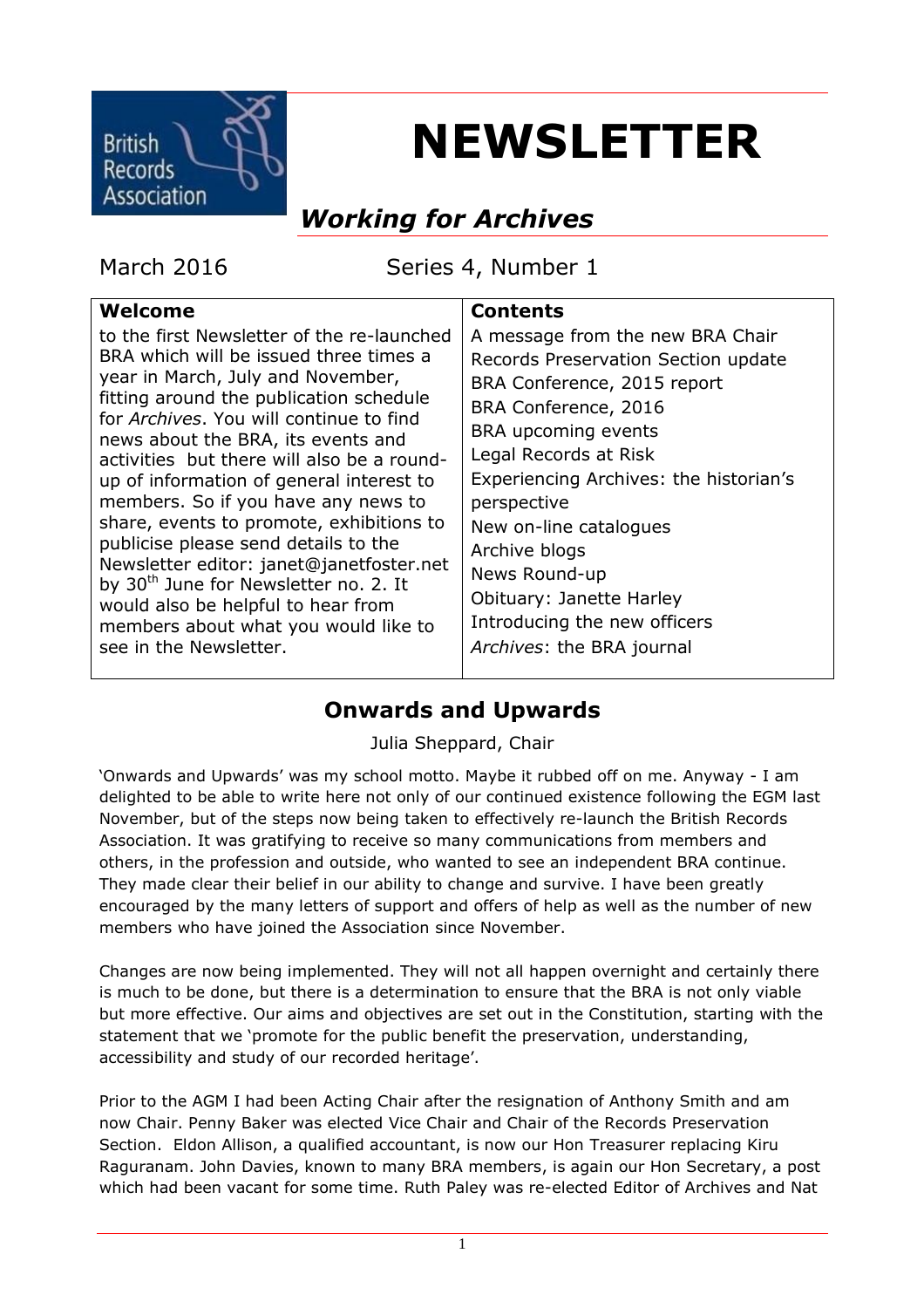# NEWSLETTER

## *Working for Archives*

March 2016 Series 4, Number 1

| **Welcome** | **Contents** |
|---|---|
| to the first Newsletter of the re-launched BRA which will be issued three times a year in March, July and November, fitting around the publication schedule for *Archives*. You will continue to find news about the BRA, its events and activities but there will also be a round-up of information of general interest to members. So if you have any news to share, events to promote, exhibitions to publicise please send details to the Newsletter editor: janet@janetfoster.net by 30th June for Newsletter no. 2. It would also be helpful to hear from members about what you would like to see in the Newsletter. | A message from the new BRA Chair<br>Records Preservation Section update<br>BRA Conference, 2015 report<br>BRA Conference, 2016<br>BRA upcoming events<br>Legal Records at Risk<br>Experiencing Archives: the historian's perspective<br>New on-line catalogues<br>Archive blogs<br>News Round-up<br>Obituary: Janette Harley<br>Introducing the new officers<br>*Archives*: the BRA journal |

## Onwards and Upwards

Julia Sheppard, Chair

'Onwards and Upwards' was my school motto. Maybe it rubbed off on me. Anyway - I am delighted to be able to write here not only of our continued existence following the EGM last November, but of the steps now being taken to effectively re-launch the British Records Association. It was gratifying to receive so many communications from members and others, in the profession and outside, who wanted to see an independent BRA continue. They made clear their belief in our ability to change and survive. I have been greatly encouraged by the many letters of support and offers of help as well as the number of new members who have joined the Association since November.

Changes are now being implemented. They will not all happen overnight and certainly there is much to be done, but there is a determination to ensure that the BRA is not only viable but more effective. Our aims and objectives are set out in the Constitution, starting with the statement that we 'promote for the public benefit the preservation, understanding, accessibility and study of our recorded heritage'.

Prior to the AGM I had been Acting Chair after the resignation of Anthony Smith and am now Chair. Penny Baker was elected Vice Chair and Chair of the Records Preservation Section. Eldon Allison, a qualified accountant, is now our Hon Treasurer replacing Kiru Raguranam. John Davies, known to many BRA members, is again our Hon Secretary, a post which had been vacant for some time. Ruth Paley was re-elected Editor of Archives and Nat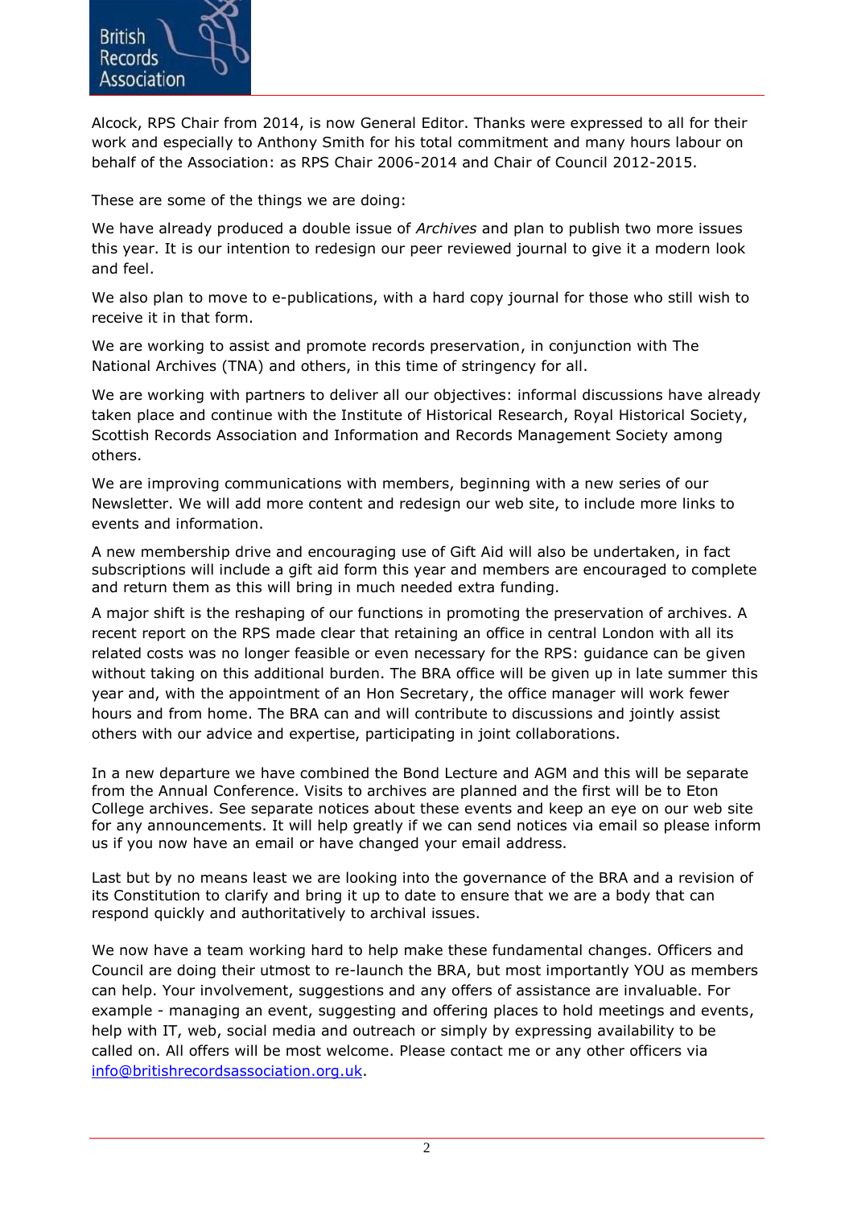Alcock, RPS Chair from 2014, is now General Editor. Thanks were expressed to all for their work and especially to Anthony Smith for his total commitment and many hours labour on behalf of the Association: as RPS Chair 2006-2014 and Chair of Council 2012-2015.

These are some of the things we are doing:

We have already produced a double issue of *Archives* and plan to publish two more issues this year. It is our intention to redesign our peer reviewed journal to give it a modern look and feel.

We also plan to move to e-publications, with a hard copy journal for those who still wish to receive it in that form.

We are working to assist and promote records preservation, in conjunction with The National Archives (TNA) and others, in this time of stringency for all.

We are working with partners to deliver all our objectives: informal discussions have already taken place and continue with the Institute of Historical Research, Royal Historical Society, Scottish Records Association and Information and Records Management Society among others.

We are improving communications with members, beginning with a new series of our Newsletter. We will add more content and redesign our web site, to include more links to events and information.

A new membership drive and encouraging use of Gift Aid will also be undertaken, in fact subscriptions will include a gift aid form this year and members are encouraged to complete and return them as this will bring in much needed extra funding.

A major shift is the reshaping of our functions in promoting the preservation of archives. A recent report on the RPS made clear that retaining an office in central London with all its related costs was no longer feasible or even necessary for the RPS: guidance can be given without taking on this additional burden. The BRA office will be given up in late summer this year and, with the appointment of an Hon Secretary, the office manager will work fewer hours and from home. The BRA can and will contribute to discussions and jointly assist others with our advice and expertise, participating in joint collaborations.

In a new departure we have combined the Bond Lecture and AGM and this will be separate from the Annual Conference. Visits to archives are planned and the first will be to Eton College archives. See separate notices about these events and keep an eye on our web site for any announcements. It will help greatly if we can send notices via email so please inform us if you now have an email or have changed your email address.

Last but by no means least we are looking into the governance of the BRA and a revision of its Constitution to clarify and bring it up to date to ensure that we are a body that can respond quickly and authoritatively to archival issues.

We now have a team working hard to help make these fundamental changes. Officers and Council are doing their utmost to re-launch the BRA, but most importantly YOU as members can help. Your involvement, suggestions and any offers of assistance are invaluable. For example - managing an event, suggesting and offering places to hold meetings and events, help with IT, web, social media and outreach or simply by expressing availability to be called on. All offers will be most welcome. Please contact me or any other officers via info@britishrecordsassociation.org.uk.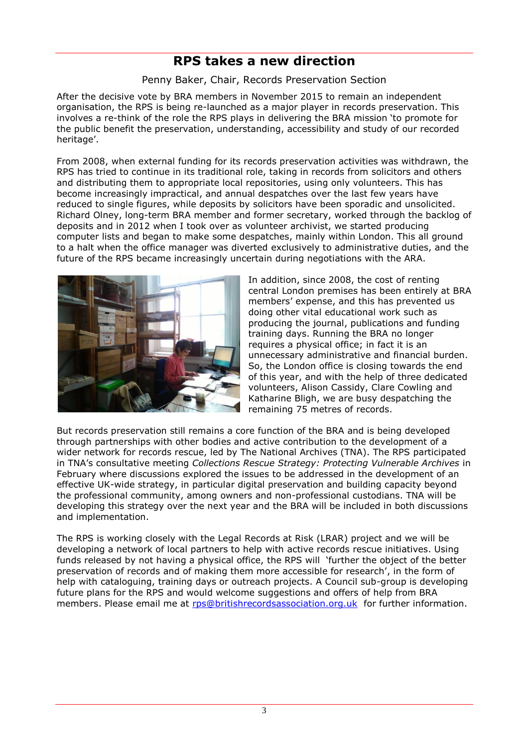# RPS takes a new direction

Penny Baker, Chair, Records Preservation Section

After the decisive vote by BRA members in November 2015 to remain an independent organisation, the RPS is being re-launched as a major player in records preservation. This involves a re-think of the role the RPS plays in delivering the BRA mission 'to promote for the public benefit the preservation, understanding, accessibility and study of our recorded heritage'.

From 2008, when external funding for its records preservation activities was withdrawn, the RPS has tried to continue in its traditional role, taking in records from solicitors and others and distributing them to appropriate local repositories, using only volunteers. This has become increasingly impractical, and annual despatches over the last few years have reduced to single figures, while deposits by solicitors have been sporadic and unsolicited. Richard Olney, long-term BRA member and former secretary, worked through the backlog of deposits and in 2012 when I took over as volunteer archivist, we started producing computer lists and began to make some despatches, mainly within London. This all ground to a halt when the office manager was diverted exclusively to administrative duties, and the future of the RPS became increasingly uncertain during negotiations with the ARA.

In addition, since 2008, the cost of renting central London premises has been entirely at BRA members' expense, and this has prevented us doing other vital educational work such as producing the journal, publications and funding training days. Running the BRA no longer requires a physical office; in fact it is an unnecessary administrative and financial burden. So, the London office is closing towards the end of this year, and with the help of three dedicated volunteers, Alison Cassidy, Clare Cowling and Katharine Bligh, we are busy despatching the remaining 75 metres of records.

But records preservation still remains a core function of the BRA and is being developed through partnerships with other bodies and active contribution to the development of a wider network for records rescue, led by The National Archives (TNA). The RPS participated in TNA's consultative meeting *Collections Rescue Strategy: Protecting Vulnerable Archives* in February where discussions explored the issues to be addressed in the development of an effective UK-wide strategy, in particular digital preservation and building capacity beyond the professional community, among owners and non-professional custodians. TNA will be developing this strategy over the next year and the BRA will be included in both discussions and implementation.

The RPS is working closely with the Legal Records at Risk (LRAR) project and we will be developing a network of local partners to help with active records rescue initiatives. Using funds released by not having a physical office, the RPS will 'further the object of the better preservation of records and of making them more accessible for research', in the form of help with cataloguing, training days or outreach projects. A Council sub-group is developing future plans for the RPS and would welcome suggestions and offers of help from BRA members. Please email me at rps@britishrecordsassociation.org.uk for further information.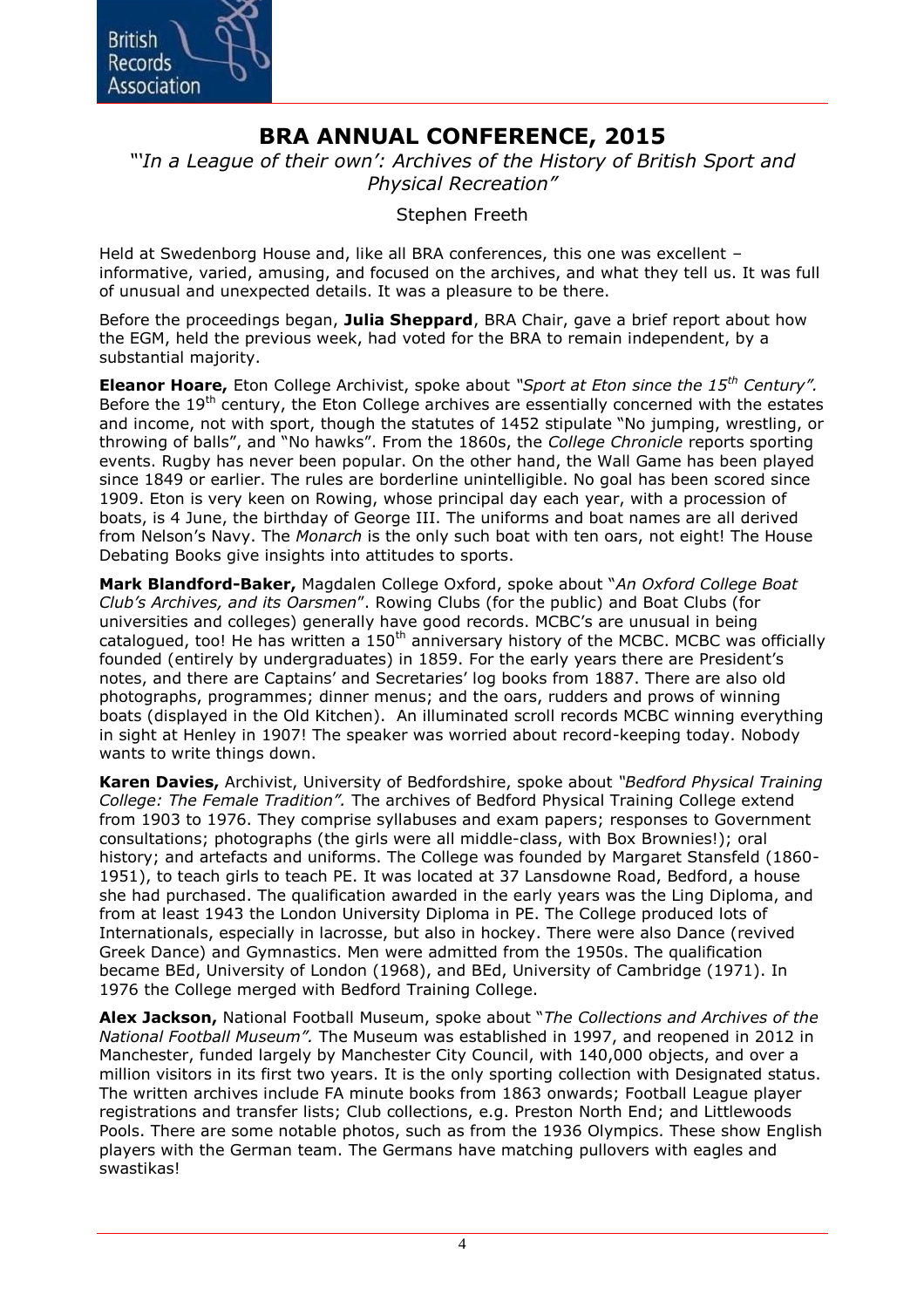# BRA ANNUAL CONFERENCE, 2015

*"'In a League of their own': Archives of the History of British Sport and Physical Recreation"*

Stephen Freeth

Held at Swedenborg House and, like all BRA conferences, this one was excellent – informative, varied, amusing, and focused on the archives, and what they tell us. It was full of unusual and unexpected details. It was a pleasure to be there.

Before the proceedings began, **Julia Sheppard**, BRA Chair, gave a brief report about how the EGM, held the previous week, had voted for the BRA to remain independent, by a substantial majority.

**Eleanor Hoare,** Eton College Archivist, spoke about *"Sport at Eton since the 15th Century".* Before the 19th century, the Eton College archives are essentially concerned with the estates and income, not with sport, though the statutes of 1452 stipulate "No jumping, wrestling, or throwing of balls", and "No hawks". From the 1860s, the *College Chronicle* reports sporting events. Rugby has never been popular. On the other hand, the Wall Game has been played since 1849 or earlier. The rules are borderline unintelligible. No goal has been scored since 1909. Eton is very keen on Rowing, whose principal day each year, with a procession of boats, is 4 June, the birthday of George III. The uniforms and boat names are all derived from Nelson's Navy. The *Monarch* is the only such boat with ten oars, not eight! The House Debating Books give insights into attitudes to sports.

**Mark Blandford-Baker,** Magdalen College Oxford, spoke about "*An Oxford College Boat Club's Archives, and its Oarsmen*". Rowing Clubs (for the public) and Boat Clubs (for universities and colleges) generally have good records. MCBC's are unusual in being catalogued, too! He has written a 150th anniversary history of the MCBC. MCBC was officially founded (entirely by undergraduates) in 1859. For the early years there are President's notes, and there are Captains' and Secretaries' log books from 1887. There are also old photographs, programmes; dinner menus; and the oars, rudders and prows of winning boats (displayed in the Old Kitchen). An illuminated scroll records MCBC winning everything in sight at Henley in 1907! The speaker was worried about record-keeping today. Nobody wants to write things down.

**Karen Davies,** Archivist, University of Bedfordshire, spoke about *"Bedford Physical Training College: The Female Tradition".* The archives of Bedford Physical Training College extend from 1903 to 1976. They comprise syllabuses and exam papers; responses to Government consultations; photographs (the girls were all middle-class, with Box Brownies!); oral history; and artefacts and uniforms. The College was founded by Margaret Stansfeld (1860-1951), to teach girls to teach PE. It was located at 37 Lansdowne Road, Bedford, a house she had purchased. The qualification awarded in the early years was the Ling Diploma, and from at least 1943 the London University Diploma in PE. The College produced lots of Internationals, especially in lacrosse, but also in hockey. There were also Dance (revived Greek Dance) and Gymnastics. Men were admitted from the 1950s. The qualification became BEd, University of London (1968), and BEd, University of Cambridge (1971). In 1976 the College merged with Bedford Training College.

**Alex Jackson,** National Football Museum, spoke about "*The Collections and Archives of the National Football Museum".* The Museum was established in 1997, and reopened in 2012 in Manchester, funded largely by Manchester City Council, with 140,000 objects, and over a million visitors in its first two years. It is the only sporting collection with Designated status. The written archives include FA minute books from 1863 onwards; Football League player registrations and transfer lists; Club collections, e.g. Preston North End; and Littlewoods Pools. There are some notable photos, such as from the 1936 Olympics. These show English players with the German team. The Germans have matching pullovers with eagles and swastikas!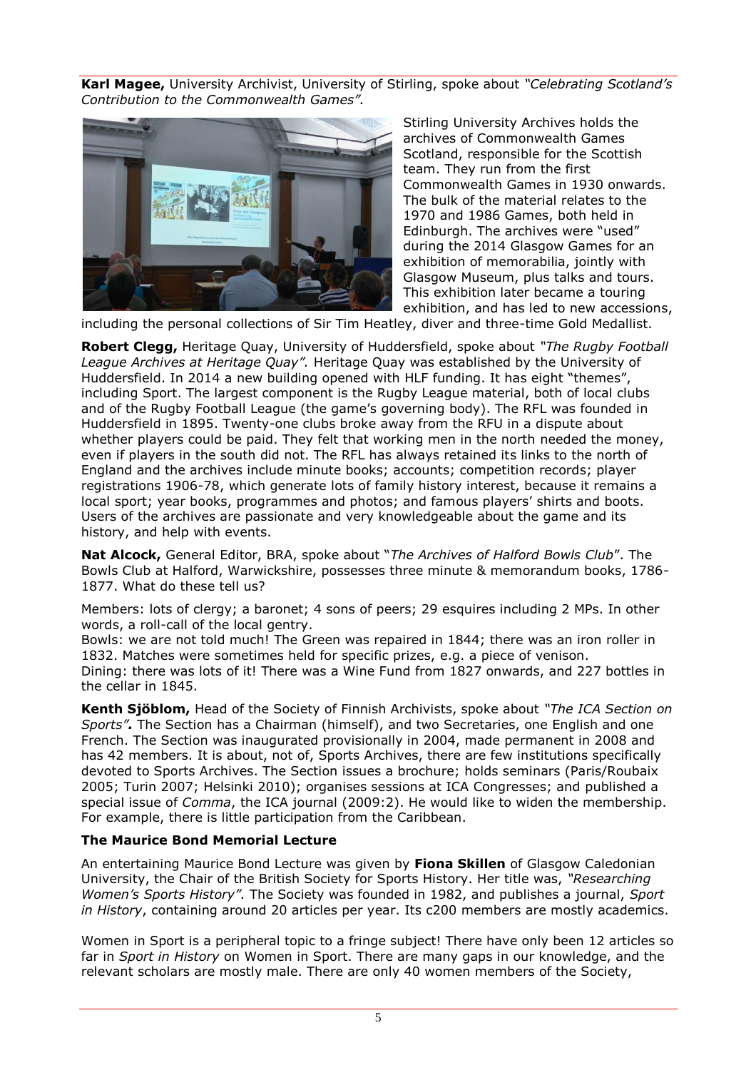**Karl Magee,** University Archivist, University of Stirling, spoke about *"Celebrating Scotland's Contribution to the Commonwealth Games".*

Stirling University Archives holds the archives of Commonwealth Games Scotland, responsible for the Scottish team. They run from the first Commonwealth Games in 1930 onwards. The bulk of the material relates to the 1970 and 1986 Games, both held in Edinburgh. The archives were "used" during the 2014 Glasgow Games for an exhibition of memorabilia, jointly with Glasgow Museum, plus talks and tours. This exhibition later became a touring exhibition, and has led to new accessions, including the personal collections of Sir Tim Heatley, diver and three-time Gold Medallist.

**Robert Clegg,** Heritage Quay, University of Huddersfield, spoke about *"The Rugby Football League Archives at Heritage Quay".* Heritage Quay was established by the University of Huddersfield. In 2014 a new building opened with HLF funding. It has eight "themes", including Sport. The largest component is the Rugby League material, both of local clubs and of the Rugby Football League (the game's governing body). The RFL was founded in Huddersfield in 1895. Twenty-one clubs broke away from the RFU in a dispute about whether players could be paid. They felt that working men in the north needed the money, even if players in the south did not. The RFL has always retained its links to the north of England and the archives include minute books; accounts; competition records; player registrations 1906-78, which generate lots of family history interest, because it remains a local sport; year books, programmes and photos; and famous players' shirts and boots. Users of the archives are passionate and very knowledgeable about the game and its history, and help with events.

**Nat Alcock,** General Editor, BRA, spoke about "*The Archives of Halford Bowls Club*". The Bowls Club at Halford, Warwickshire, possesses three minute & memorandum books, 1786-1877. What do these tell us?

Members: lots of clergy; a baronet; 4 sons of peers; 29 esquires including 2 MPs. In other words, a roll-call of the local gentry.
Bowls: we are not told much! The Green was repaired in 1844; there was an iron roller in 1832. Matches were sometimes held for specific prizes, e.g. a piece of venison.
Dining: there was lots of it! There was a Wine Fund from 1827 onwards, and 227 bottles in the cellar in 1845.

**Kenth Sjöblom,** Head of the Society of Finnish Archivists, spoke about *"The ICA Section on Sports".* The Section has a Chairman (himself), and two Secretaries, one English and one French. The Section was inaugurated provisionally in 2004, made permanent in 2008 and has 42 members. It is about, not of, Sports Archives, there are few institutions specifically devoted to Sports Archives. The Section issues a brochure; holds seminars (Paris/Roubaix 2005; Turin 2007; Helsinki 2010); organises sessions at ICA Congresses; and published a special issue of *Comma*, the ICA journal (2009:2). He would like to widen the membership. For example, there is little participation from the Caribbean.

**The Maurice Bond Memorial Lecture**

An entertaining Maurice Bond Lecture was given by **Fiona Skillen** of Glasgow Caledonian University, the Chair of the British Society for Sports History. Her title was, *"Researching Women's Sports History".* The Society was founded in 1982, and publishes a journal, *Sport in History*, containing around 20 articles per year. Its c200 members are mostly academics.

Women in Sport is a peripheral topic to a fringe subject! There have only been 12 articles so far in *Sport in History* on Women in Sport. There are many gaps in our knowledge, and the relevant scholars are mostly male. There are only 40 women members of the Society,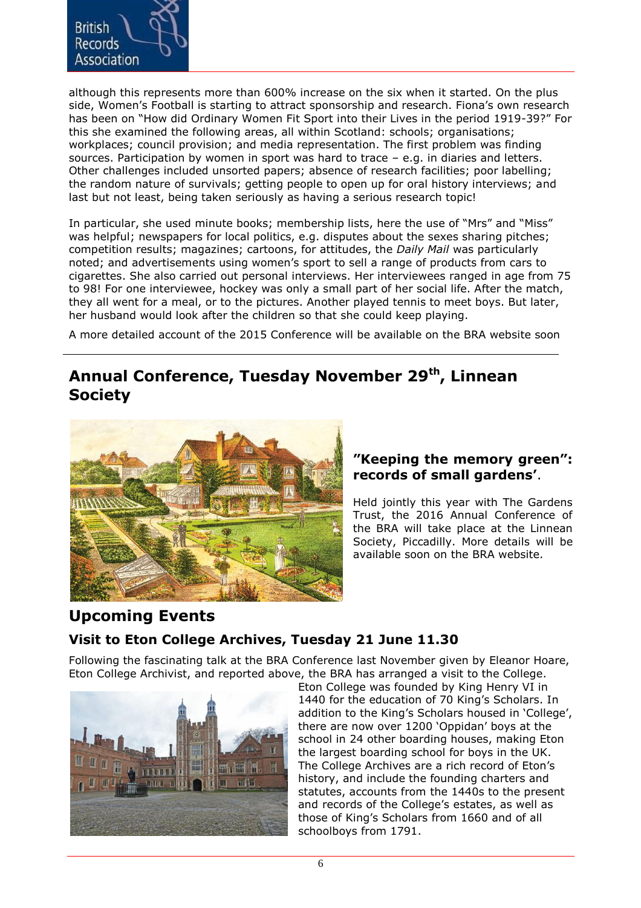although this represents more than 600% increase on the six when it started. On the plus side, Women's Football is starting to attract sponsorship and research. Fiona's own research has been on "How did Ordinary Women Fit Sport into their Lives in the period 1919-39?" For this she examined the following areas, all within Scotland: schools; organisations; workplaces; council provision; and media representation. The first problem was finding sources. Participation by women in sport was hard to trace – e.g. in diaries and letters. Other challenges included unsorted papers; absence of research facilities; poor labelling; the random nature of survivals; getting people to open up for oral history interviews; and last but not least, being taken seriously as having a serious research topic!

In particular, she used minute books; membership lists, here the use of "Mrs" and "Miss" was helpful; newspapers for local politics, e.g. disputes about the sexes sharing pitches; competition results; magazines; cartoons, for attitudes, the *Daily Mail* was particularly noted; and advertisements using women's sport to sell a range of products from cars to cigarettes. She also carried out personal interviews. Her interviewees ranged in age from 75 to 98! For one interviewee, hockey was only a small part of her social life. After the match, they all went for a meal, or to the pictures. Another played tennis to meet boys. But later, her husband would look after the children so that she could keep playing.

A more detailed account of the 2015 Conference will be available on the BRA website soon

## Annual Conference, Tuesday November 29th, Linnean Society

### "Keeping the memory green": records of small gardens'.

Held jointly this year with The Gardens Trust, the 2016 Annual Conference of the BRA will take place at the Linnean Society, Piccadilly. More details will be available soon on the BRA website.

## Upcoming Events

### Visit to Eton College Archives, Tuesday 21 June 11.30

Following the fascinating talk at the BRA Conference last November given by Eleanor Hoare, Eton College Archivist, and reported above, the BRA has arranged a visit to the College. Eton College was founded by King Henry VI in 1440 for the education of 70 King's Scholars. In addition to the King's Scholars housed in 'College', there are now over 1200 'Oppidan' boys at the school in 24 other boarding houses, making Eton the largest boarding school for boys in the UK. The College Archives are a rich record of Eton's history, and include the founding charters and statutes, accounts from the 1440s to the present and records of the College's estates, as well as those of King's Scholars from 1660 and of all schoolboys from 1791.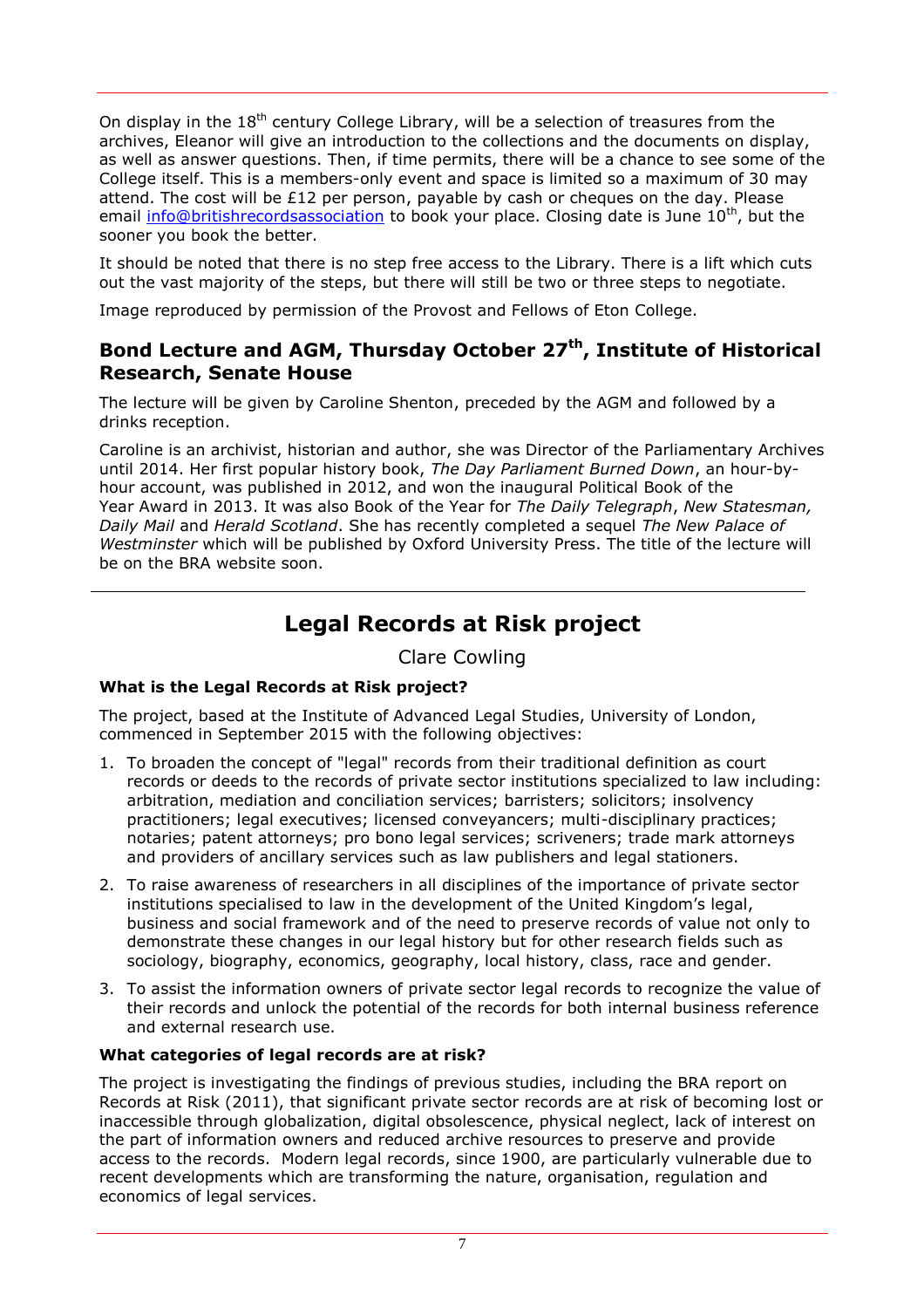On display in the 18th century College Library, will be a selection of treasures from the archives, Eleanor will give an introduction to the collections and the documents on display, as well as answer questions. Then, if time permits, there will be a chance to see some of the College itself. This is a members-only event and space is limited so a maximum of 30 may attend. The cost will be £12 per person, payable by cash or cheques on the day. Please email info@britishrecordsassociation to book your place. Closing date is June 10th, but the sooner you book the better.

It should be noted that there is no step free access to the Library. There is a lift which cuts out the vast majority of the steps, but there will still be two or three steps to negotiate.

Image reproduced by permission of the Provost and Fellows of Eton College.

### Bond Lecture and AGM, Thursday October 27th, Institute of Historical Research, Senate House

The lecture will be given by Caroline Shenton, preceded by the AGM and followed by a drinks reception.

Caroline is an archivist, historian and author, she was Director of the Parliamentary Archives until 2014. Her first popular history book, *The Day Parliament Burned Down*, an hour-by-hour account, was published in 2012, and won the inaugural Political Book of the Year Award in 2013. It was also Book of the Year for *The Daily Telegraph*, *New Statesman, Daily Mail* and *Herald Scotland*. She has recently completed a sequel *The New Palace of Westminster* which will be published by Oxford University Press. The title of the lecture will be on the BRA website soon.

---

## Legal Records at Risk project

Clare Cowling

**What is the Legal Records at Risk project?**

The project, based at the Institute of Advanced Legal Studies, University of London, commenced in September 2015 with the following objectives:

1. To broaden the concept of "legal" records from their traditional definition as court records or deeds to the records of private sector institutions specialized to law including: arbitration, mediation and conciliation services; barristers; solicitors; insolvency practitioners; legal executives; licensed conveyancers; multi-disciplinary practices; notaries; patent attorneys; pro bono legal services; scriveners; trade mark attorneys and providers of ancillary services such as law publishers and legal stationers.
2. To raise awareness of researchers in all disciplines of the importance of private sector institutions specialised to law in the development of the United Kingdom's legal, business and social framework and of the need to preserve records of value not only to demonstrate these changes in our legal history but for other research fields such as sociology, biography, economics, geography, local history, class, race and gender.
3. To assist the information owners of private sector legal records to recognize the value of their records and unlock the potential of the records for both internal business reference and external research use.

**What categories of legal records are at risk?**

The project is investigating the findings of previous studies, including the BRA report on Records at Risk (2011), that significant private sector records are at risk of becoming lost or inaccessible through globalization, digital obsolescence, physical neglect, lack of interest on the part of information owners and reduced archive resources to preserve and provide access to the records. Modern legal records, since 1900, are particularly vulnerable due to recent developments which are transforming the nature, organisation, regulation and economics of legal services.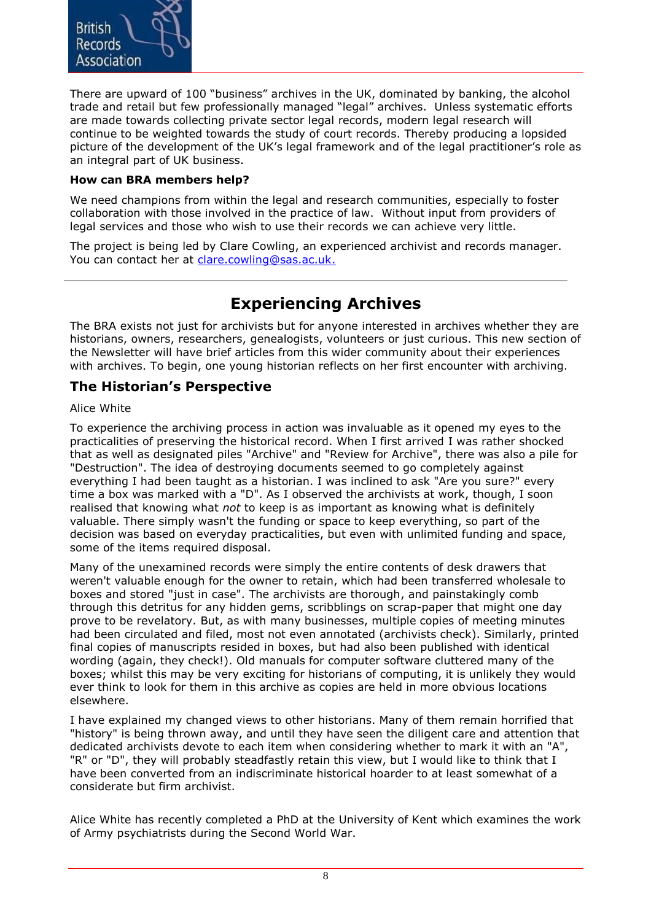There are upward of 100 "business" archives in the UK, dominated by banking, the alcohol trade and retail but few professionally managed "legal" archives. Unless systematic efforts are made towards collecting private sector legal records, modern legal research will continue to be weighted towards the study of court records. Thereby producing a lopsided picture of the development of the UK's legal framework and of the legal practitioner's role as an integral part of UK business.

**How can BRA members help?**

We need champions from within the legal and research communities, especially to foster collaboration with those involved in the practice of law. Without input from providers of legal services and those who wish to use their records we can achieve very little.

The project is being led by Clare Cowling, an experienced archivist and records manager. You can contact her at clare.cowling@sas.ac.uk.

---

# Experiencing Archives

The BRA exists not just for archivists but for anyone interested in archives whether they are historians, owners, researchers, genealogists, volunteers or just curious. This new section of the Newsletter will have brief articles from this wider community about their experiences with archives. To begin, one young historian reflects on her first encounter with archiving.

## The Historian's Perspective

Alice White

To experience the archiving process in action was invaluable as it opened my eyes to the practicalities of preserving the historical record. When I first arrived I was rather shocked that as well as designated piles "Archive" and "Review for Archive", there was also a pile for "Destruction". The idea of destroying documents seemed to go completely against everything I had been taught as a historian. I was inclined to ask "Are you sure?" every time a box was marked with a "D". As I observed the archivists at work, though, I soon realised that knowing what *not* to keep is as important as knowing what is definitely valuable. There simply wasn't the funding or space to keep everything, so part of the decision was based on everyday practicalities, but even with unlimited funding and space, some of the items required disposal.

Many of the unexamined records were simply the entire contents of desk drawers that weren't valuable enough for the owner to retain, which had been transferred wholesale to boxes and stored "just in case". The archivists are thorough, and painstakingly comb through this detritus for any hidden gems, scribblings on scrap-paper that might one day prove to be revelatory. But, as with many businesses, multiple copies of meeting minutes had been circulated and filed, most not even annotated (archivists check). Similarly, printed final copies of manuscripts resided in boxes, but had also been published with identical wording (again, they check!). Old manuals for computer software cluttered many of the boxes; whilst this may be very exciting for historians of computing, it is unlikely they would ever think to look for them in this archive as copies are held in more obvious locations elsewhere.

I have explained my changed views to other historians. Many of them remain horrified that "history" is being thrown away, and until they have seen the diligent care and attention that dedicated archivists devote to each item when considering whether to mark it with an "A", "R" or "D", they will probably steadfastly retain this view, but I would like to think that I have been converted from an indiscriminate historical hoarder to at least somewhat of a considerate but firm archivist.

Alice White has recently completed a PhD at the University of Kent which examines the work of Army psychiatrists during the Second World War.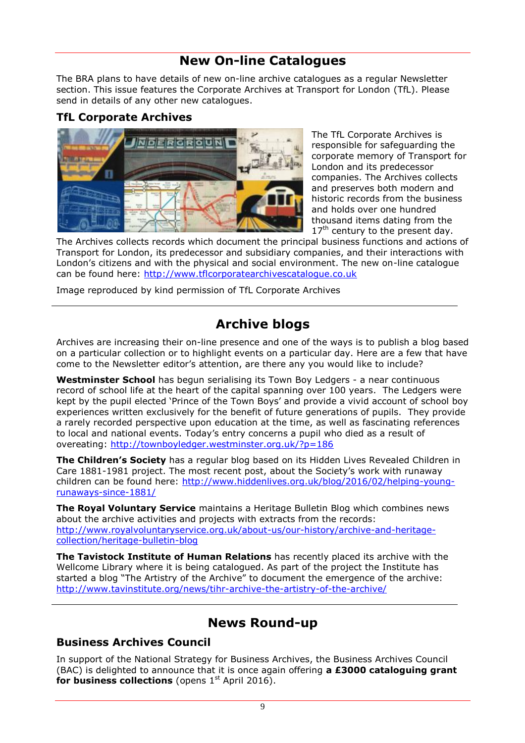# New On-line Catalogues

The BRA plans to have details of new on-line archive catalogues as a regular Newsletter section. This issue features the Corporate Archives at Transport for London (TfL). Please send in details of any other new catalogues.

## TfL Corporate Archives

The TfL Corporate Archives is responsible for safeguarding the corporate memory of Transport for London and its predecessor companies. The Archives collects and preserves both modern and historic records from the business and holds over one hundred thousand items dating from the 17th century to the present day. The Archives collects records which document the principal business functions and actions of Transport for London, its predecessor and subsidiary companies, and their interactions with London's citizens and with the physical and social environment. The new on-line catalogue can be found here: http://www.tflcorporatearchivescatalogue.co.uk

Image reproduced by kind permission of TfL Corporate Archives

# Archive blogs

Archives are increasing their on-line presence and one of the ways is to publish a blog based on a particular collection or to highlight events on a particular day. Here are a few that have come to the Newsletter editor's attention, are there any you would like to include?

**Westminster School** has begun serialising its Town Boy Ledgers - a near continuous record of school life at the heart of the capital spanning over 100 years. The Ledgers were kept by the pupil elected 'Prince of the Town Boys' and provide a vivid account of school boy experiences written exclusively for the benefit of future generations of pupils. They provide a rarely recorded perspective upon education at the time, as well as fascinating references to local and national events. Today's entry concerns a pupil who died as a result of overeating: http://townboyledger.westminster.org.uk/?p=186

**The Children's Society** has a regular blog based on its Hidden Lives Revealed Children in Care 1881-1981 project. The most recent post, about the Society's work with runaway children can be found here: http://www.hiddenlives.org.uk/blog/2016/02/helping-young-runaways-since-1881/

**The Royal Voluntary Service** maintains a Heritage Bulletin Blog which combines news about the archive activities and projects with extracts from the records: http://www.royalvoluntaryservice.org.uk/about-us/our-history/archive-and-heritage-collection/heritage-bulletin-blog

**The Tavistock Institute of Human Relations** has recently placed its archive with the Wellcome Library where it is being catalogued. As part of the project the Institute has started a blog "The Artistry of the Archive" to document the emergence of the archive: http://www.tavinstitute.org/news/tihr-archive-the-artistry-of-the-archive/

# News Round-up

## Business Archives Council

In support of the National Strategy for Business Archives, the Business Archives Council (BAC) is delighted to announce that it is once again offering **a £3000 cataloguing grant for business collections** (opens 1st April 2016).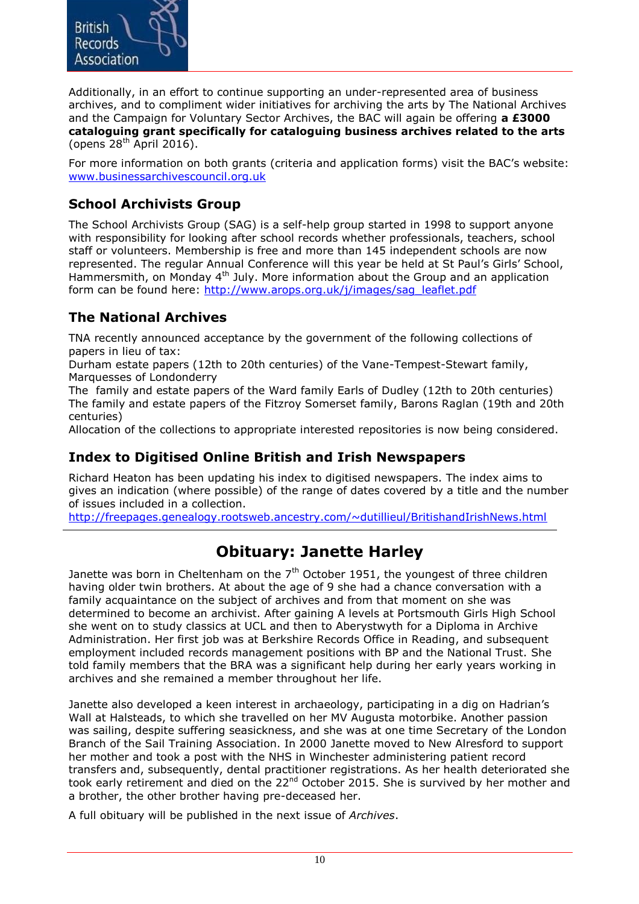Additionally, in an effort to continue supporting an under-represented area of business archives, and to compliment wider initiatives for archiving the arts by The National Archives and the Campaign for Voluntary Sector Archives, the BAC will again be offering **a £3000 cataloguing grant specifically for cataloguing business archives related to the arts** (opens 28th April 2016).

For more information on both grants (criteria and application forms) visit the BAC's website: www.businessarchivescouncil.org.uk

## School Archivists Group

The School Archivists Group (SAG) is a self-help group started in 1998 to support anyone with responsibility for looking after school records whether professionals, teachers, school staff or volunteers. Membership is free and more than 145 independent schools are now represented. The regular Annual Conference will this year be held at St Paul's Girls' School, Hammersmith, on Monday 4th July. More information about the Group and an application form can be found here: http://www.arops.org.uk/j/images/sag_leaflet.pdf

## The National Archives

TNA recently announced acceptance by the government of the following collections of papers in lieu of tax:
Durham estate papers (12th to 20th centuries) of the Vane-Tempest-Stewart family, Marquesses of Londonderry
The family and estate papers of the Ward family Earls of Dudley (12th to 20th centuries)
The family and estate papers of the Fitzroy Somerset family, Barons Raglan (19th and 20th centuries)
Allocation of the collections to appropriate interested repositories is now being considered.

## Index to Digitised Online British and Irish Newspapers

Richard Heaton has been updating his index to digitised newspapers. The index aims to gives an indication (where possible) of the range of dates covered by a title and the number of issues included in a collection.
http://freepages.genealogy.rootsweb.ancestry.com/~dutillieul/BritishandIrishNews.html

# Obituary: Janette Harley

Janette was born in Cheltenham on the 7th October 1951, the youngest of three children having older twin brothers. At about the age of 9 she had a chance conversation with a family acquaintance on the subject of archives and from that moment on she was determined to become an archivist. After gaining A levels at Portsmouth Girls High School she went on to study classics at UCL and then to Aberystwyth for a Diploma in Archive Administration. Her first job was at Berkshire Records Office in Reading, and subsequent employment included records management positions with BP and the National Trust. She told family members that the BRA was a significant help during her early years working in archives and she remained a member throughout her life.

Janette also developed a keen interest in archaeology, participating in a dig on Hadrian's Wall at Halsteads, to which she travelled on her MV Augusta motorbike. Another passion was sailing, despite suffering seasickness, and she was at one time Secretary of the London Branch of the Sail Training Association. In 2000 Janette moved to New Alresford to support her mother and took a post with the NHS in Winchester administering patient record transfers and, subsequently, dental practitioner registrations. As her health deteriorated she took early retirement and died on the 22nd October 2015. She is survived by her mother and a brother, the other brother having pre-deceased her.

A full obituary will be published in the next issue of *Archives*.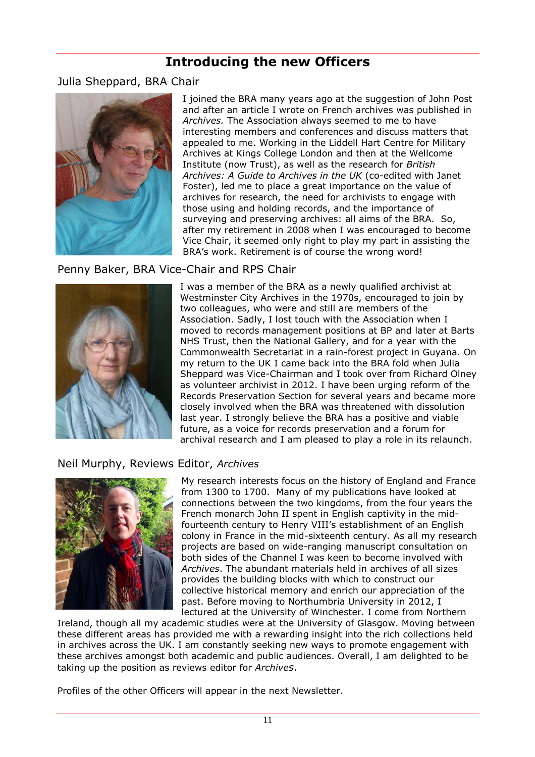# Introducing the new Officers

## Julia Sheppard, BRA Chair

I joined the BRA many years ago at the suggestion of John Post and after an article I wrote on French archives was published in *Archives.* The Association always seemed to me to have interesting members and conferences and discuss matters that appealed to me. Working in the Liddell Hart Centre for Military Archives at Kings College London and then at the Wellcome Institute (now Trust), as well as the research for *British Archives: A Guide to Archives in the UK* (co-edited with Janet Foster), led me to place a great importance on the value of archives for research, the need for archivists to engage with those using and holding records, and the importance of surveying and preserving archives: all aims of the BRA. So, after my retirement in 2008 when I was encouraged to become Vice Chair, it seemed only right to play my part in assisting the BRA's work. Retirement is of course the wrong word!

## Penny Baker, BRA Vice-Chair and RPS Chair

I was a member of the BRA as a newly qualified archivist at Westminster City Archives in the 1970s, encouraged to join by two colleagues, who were and still are members of the Association. Sadly, I lost touch with the Association when I moved to records management positions at BP and later at Barts NHS Trust, then the National Gallery, and for a year with the Commonwealth Secretariat in a rain-forest project in Guyana. On my return to the UK I came back into the BRA fold when Julia Sheppard was Vice-Chairman and I took over from Richard Olney as volunteer archivist in 2012. I have been urging reform of the Records Preservation Section for several years and became more closely involved when the BRA was threatened with dissolution last year. I strongly believe the BRA has a positive and viable future, as a voice for records preservation and a forum for archival research and I am pleased to play a role in its relaunch.

## Neil Murphy, Reviews Editor, *Archives*

My research interests focus on the history of England and France from 1300 to 1700. Many of my publications have looked at connections between the two kingdoms, from the four years the French monarch John II spent in English captivity in the mid-fourteenth century to Henry VIII's establishment of an English colony in France in the mid-sixteenth century. As all my research projects are based on wide-ranging manuscript consultation on both sides of the Channel I was keen to become involved with *Archives*. The abundant materials held in archives of all sizes provides the building blocks with which to construct our collective historical memory and enrich our appreciation of the past. Before moving to Northumbria University in 2012, I lectured at the University of Winchester. I come from Northern Ireland, though all my academic studies were at the University of Glasgow. Moving between these different areas has provided me with a rewarding insight into the rich collections held in archives across the UK. I am constantly seeking new ways to promote engagement with these archives amongst both academic and public audiences. Overall, I am delighted to be taking up the position as reviews editor for *Archives*.

Profiles of the other Officers will appear in the next Newsletter.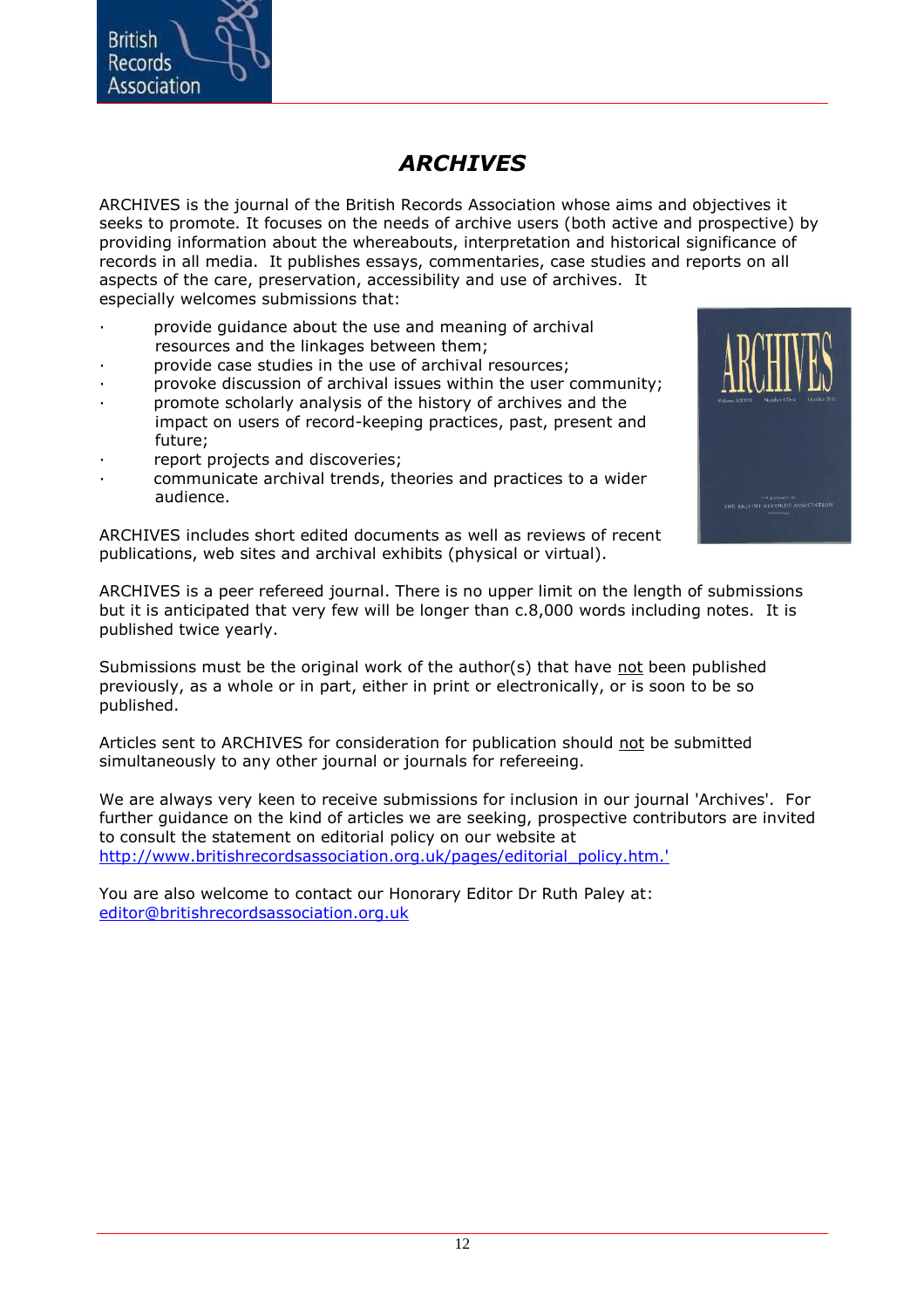# *ARCHIVES*

ARCHIVES is the journal of the British Records Association whose aims and objectives it seeks to promote. It focuses on the needs of archive users (both active and prospective) by providing information about the whereabouts, interpretation and historical significance of records in all media. It publishes essays, commentaries, case studies and reports on all aspects of the care, preservation, accessibility and use of archives. It especially welcomes submissions that:

- provide guidance about the use and meaning of archival resources and the linkages between them;
- provide case studies in the use of archival resources;
- provoke discussion of archival issues within the user community;
- promote scholarly analysis of the history of archives and the impact on users of record-keeping practices, past, present and future;
- report projects and discoveries;
- communicate archival trends, theories and practices to a wider audience.

ARCHIVES includes short edited documents as well as reviews of recent publications, web sites and archival exhibits (physical or virtual).

ARCHIVES is a peer refereed journal. There is no upper limit on the length of submissions but it is anticipated that very few will be longer than c.8,000 words including notes. It is published twice yearly.

Submissions must be the original work of the author(s) that have <u>not</u> been published previously, as a whole or in part, either in print or electronically, or is soon to be so published.

Articles sent to ARCHIVES for consideration for publication should <u>not</u> be submitted simultaneously to any other journal or journals for refereeing.

We are always very keen to receive submissions for inclusion in our journal 'Archives'. For further guidance on the kind of articles we are seeking, prospective contributors are invited to consult the statement on editorial policy on our website at http://www.britishrecordsassociation.org.uk/pages/editorial_policy.htm.'

You are also welcome to contact our Honorary Editor Dr Ruth Paley at: editor@britishrecordsassociation.org.uk